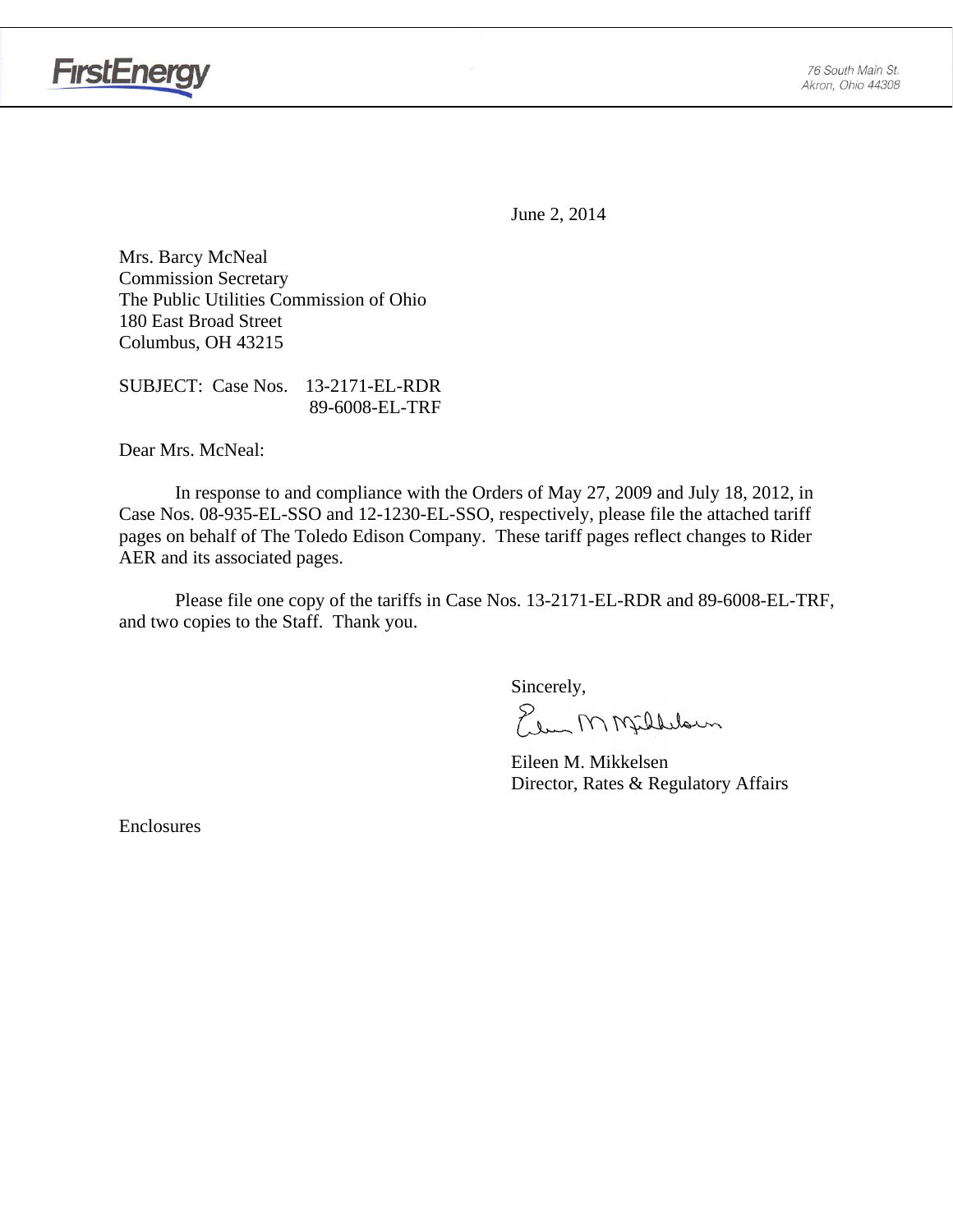FirstEnergy

76 South Main St.
Akron, Ohio 44308

June 2, 2014

Mrs. Barcy McNeal
Commission Secretary
The Public Utilities Commission of Ohio
180 East Broad Street
Columbus, OH 43215

SUBJECT: Case Nos. 13-2171-EL-RDR
89-6008-EL-TRF

Dear Mrs. McNeal:

In response to and compliance with the Orders of May 27, 2009 and July 18, 2012, in Case Nos. 08-935-EL-SSO and 12-1230-EL-SSO, respectively, please file the attached tariff pages on behalf of The Toledo Edison Company. These tariff pages reflect changes to Rider AER and its associated pages.

Please file one copy of the tariffs in Case Nos. 13-2171-EL-RDR and 89-6008-EL-TRF, and two copies to the Staff. Thank you.

Sincerely,

Eileen M. Mikkelsen
Director, Rates & Regulatory Affairs

Enclosures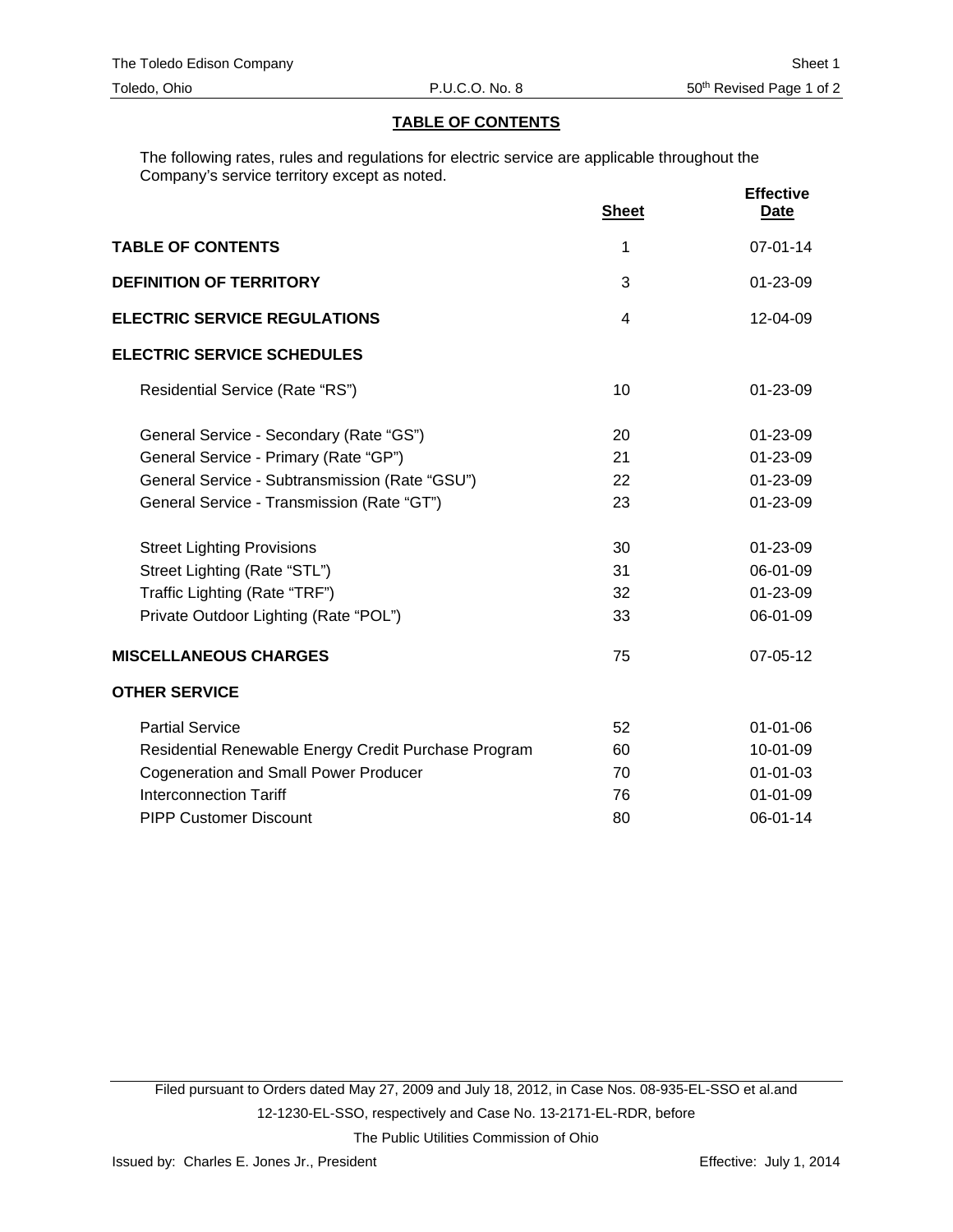## TABLE OF CONTENTS

The following rates, rules and regulations for electric service are applicable throughout the Company's service territory except as noted.

| | Sheet | Effective Date |
|---|---|---|
| **TABLE OF CONTENTS** | 1 | 07-01-14 |
| **DEFINITION OF TERRITORY** | 3 | 01-23-09 |
| **ELECTRIC SERVICE REGULATIONS** | 4 | 12-04-09 |
| **ELECTRIC SERVICE SCHEDULES** | | |
| Residential Service (Rate "RS") | 10 | 01-23-09 |
| General Service - Secondary (Rate "GS") | 20 | 01-23-09 |
| General Service - Primary (Rate "GP") | 21 | 01-23-09 |
| General Service - Subtransmission (Rate "GSU") | 22 | 01-23-09 |
| General Service - Transmission (Rate "GT") | 23 | 01-23-09 |
| Street Lighting Provisions | 30 | 01-23-09 |
| Street Lighting (Rate "STL") | 31 | 06-01-09 |
| Traffic Lighting (Rate "TRF") | 32 | 01-23-09 |
| Private Outdoor Lighting (Rate "POL") | 33 | 06-01-09 |
| **MISCELLANEOUS CHARGES** | 75 | 07-05-12 |
| **OTHER SERVICE** | | |
| Partial Service | 52 | 01-01-06 |
| Residential Renewable Energy Credit Purchase Program | 60 | 10-01-09 |
| Cogeneration and Small Power Producer | 70 | 01-01-03 |
| Interconnection Tariff | 76 | 01-01-09 |
| PIPP Customer Discount | 80 | 06-01-14 |

Filed pursuant to Orders dated May 27, 2009 and July 18, 2012, in Case Nos. 08-935-EL-SSO et al.and 12-1230-EL-SSO, respectively and Case No. 13-2171-EL-RDR, before The Public Utilities Commission of Ohio

Issued by: Charles E. Jones Jr., President

Effective: July 1, 2014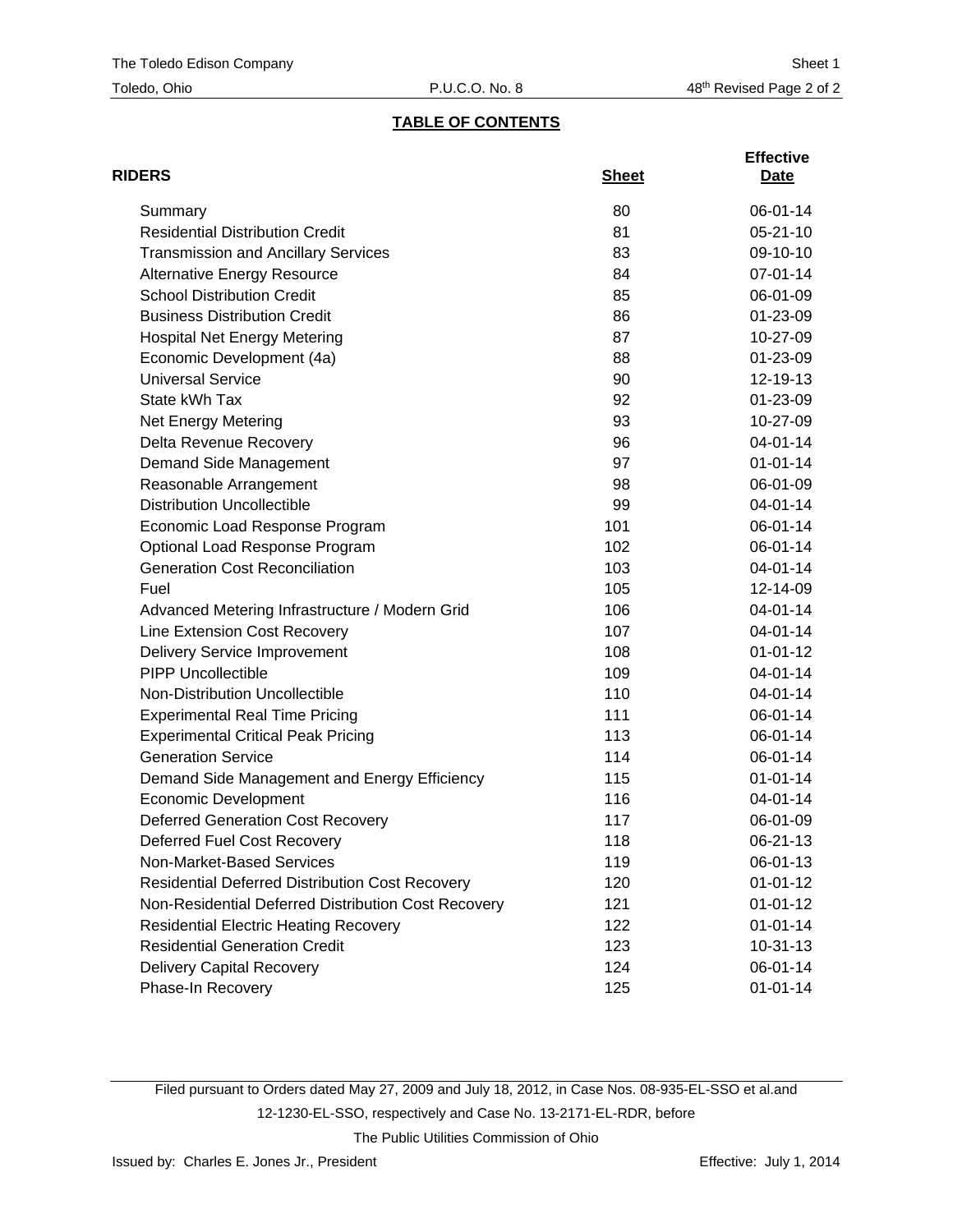## TABLE OF CONTENTS

| RIDERS | Sheet | Effective Date |
|---|---|---|
| Summary | 80 | 06-01-14 |
| Residential Distribution Credit | 81 | 05-21-10 |
| Transmission and Ancillary Services | 83 | 09-10-10 |
| Alternative Energy Resource | 84 | 07-01-14 |
| School Distribution Credit | 85 | 06-01-09 |
| Business Distribution Credit | 86 | 01-23-09 |
| Hospital Net Energy Metering | 87 | 10-27-09 |
| Economic Development (4a) | 88 | 01-23-09 |
| Universal Service | 90 | 12-19-13 |
| State kWh Tax | 92 | 01-23-09 |
| Net Energy Metering | 93 | 10-27-09 |
| Delta Revenue Recovery | 96 | 04-01-14 |
| Demand Side Management | 97 | 01-01-14 |
| Reasonable Arrangement | 98 | 06-01-09 |
| Distribution Uncollectible | 99 | 04-01-14 |
| Economic Load Response Program | 101 | 06-01-14 |
| Optional Load Response Program | 102 | 06-01-14 |
| Generation Cost Reconciliation | 103 | 04-01-14 |
| Fuel | 105 | 12-14-09 |
| Advanced Metering Infrastructure / Modern Grid | 106 | 04-01-14 |
| Line Extension Cost Recovery | 107 | 04-01-14 |
| Delivery Service Improvement | 108 | 01-01-12 |
| PIPP Uncollectible | 109 | 04-01-14 |
| Non-Distribution Uncollectible | 110 | 04-01-14 |
| Experimental Real Time Pricing | 111 | 06-01-14 |
| Experimental Critical Peak Pricing | 113 | 06-01-14 |
| Generation Service | 114 | 06-01-14 |
| Demand Side Management and Energy Efficiency | 115 | 01-01-14 |
| Economic Development | 116 | 04-01-14 |
| Deferred Generation Cost Recovery | 117 | 06-01-09 |
| Deferred Fuel Cost Recovery | 118 | 06-21-13 |
| Non-Market-Based Services | 119 | 06-01-13 |
| Residential Deferred Distribution Cost Recovery | 120 | 01-01-12 |
| Non-Residential Deferred Distribution Cost Recovery | 121 | 01-01-12 |
| Residential Electric Heating Recovery | 122 | 01-01-14 |
| Residential Generation Credit | 123 | 10-31-13 |
| Delivery Capital Recovery | 124 | 06-01-14 |
| Phase-In Recovery | 125 | 01-01-14 |

Filed pursuant to Orders dated May 27, 2009 and July 18, 2012, in Case Nos. 08-935-EL-SSO et al.and 12-1230-EL-SSO, respectively and Case No. 13-2171-EL-RDR, before The Public Utilities Commission of Ohio

Issued by: Charles E. Jones Jr., President

Effective: July 1, 2014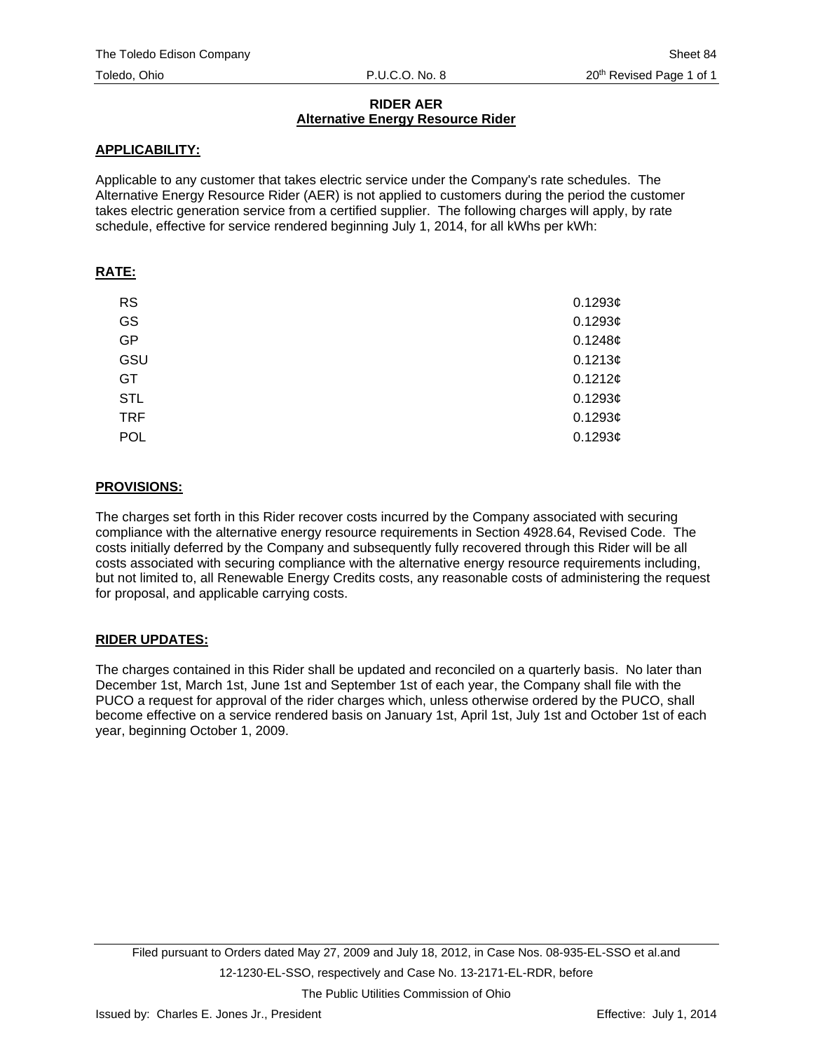# RIDER AER
## Alternative Energy Resource Rider

### APPLICABILITY:

Applicable to any customer that takes electric service under the Company's rate schedules. The Alternative Energy Resource Rider (AER) is not applied to customers during the period the customer takes electric generation service from a certified supplier. The following charges will apply, by rate schedule, effective for service rendered beginning July 1, 2014, for all kWhs per kWh:

### RATE:

| | |
|---|---|
| RS | 0.1293¢ |
| GS | 0.1293¢ |
| GP | 0.1248¢ |
| GSU | 0.1213¢ |
| GT | 0.1212¢ |
| STL | 0.1293¢ |
| TRF | 0.1293¢ |
| POL | 0.1293¢ |

### PROVISIONS:

The charges set forth in this Rider recover costs incurred by the Company associated with securing compliance with the alternative energy resource requirements in Section 4928.64, Revised Code. The costs initially deferred by the Company and subsequently fully recovered through this Rider will be all costs associated with securing compliance with the alternative energy resource requirements including, but not limited to, all Renewable Energy Credits costs, any reasonable costs of administering the request for proposal, and applicable carrying costs.

### RIDER UPDATES:

The charges contained in this Rider shall be updated and reconciled on a quarterly basis. No later than December 1st, March 1st, June 1st and September 1st of each year, the Company shall file with the PUCO a request for approval of the rider charges which, unless otherwise ordered by the PUCO, shall become effective on a service rendered basis on January 1st, April 1st, July 1st and October 1st of each year, beginning October 1, 2009.

Filed pursuant to Orders dated May 27, 2009 and July 18, 2012, in Case Nos. 08-935-EL-SSO et al.and 12-1230-EL-SSO, respectively and Case No. 13-2171-EL-RDR, before The Public Utilities Commission of Ohio

Issued by: Charles E. Jones Jr., President

Effective: July 1, 2014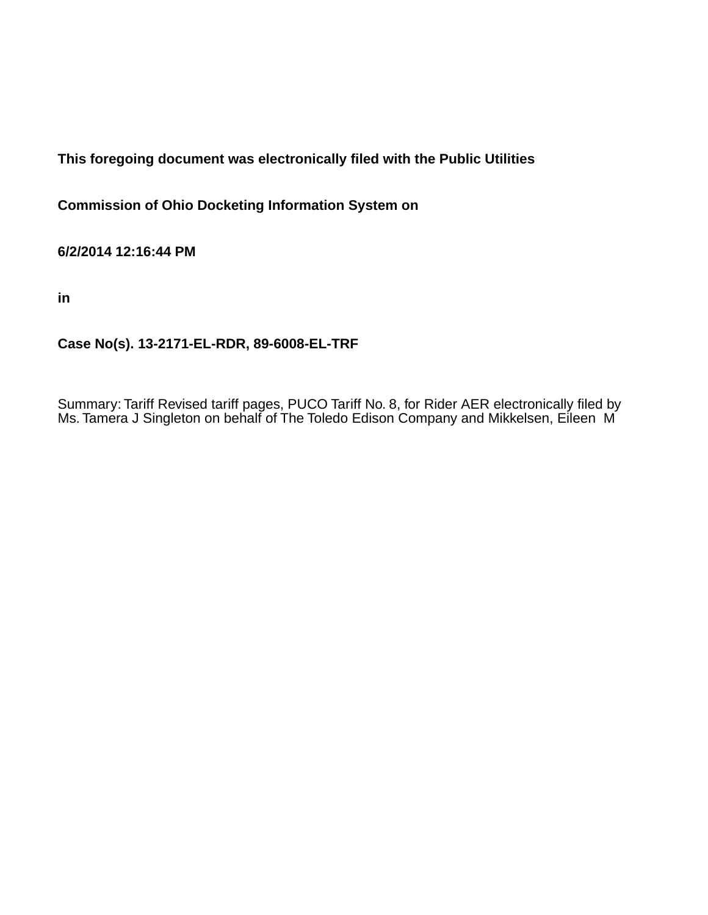**This foregoing document was electronically filed with the Public Utilities**

**Commission of Ohio Docketing Information System on**

**6/2/2014 12:16:44 PM**

**in**

**Case No(s). 13-2171-EL-RDR, 89-6008-EL-TRF**

Summary: Tariff Revised tariff pages, PUCO Tariff No. 8, for Rider AER electronically filed by Ms. Tamera J Singleton on behalf of The Toledo Edison Company and Mikkelsen, Eileen M